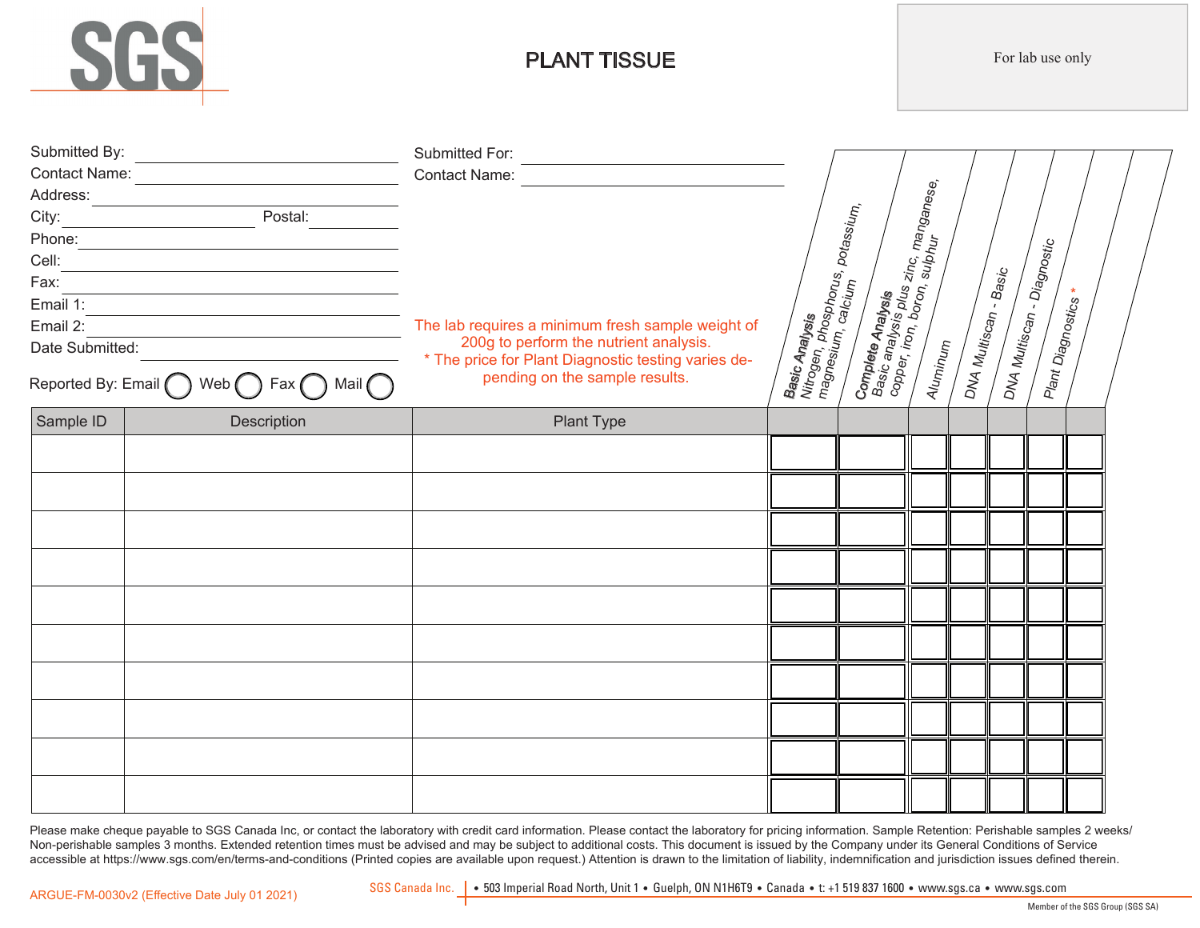SGS

# PLANT TISSUE

For lab use only

Submitted By: \_\_\_\_\_\_\_\_\_\_\_\_\_\_\_\_\_\_\_\_

Contact Name: \_\_\_\_\_\_\_\_\_\_\_\_\_\_\_\_\_\_\_\_

Address: \_\_\_\_\_\_\_\_\_\_\_\_\_\_\_\_\_\_\_\_

City: \_\_\_\_\_\_\_\_\_\_\_\_ Postal: \_\_\_\_\_\_\_\_

Phone: \_\_\_\_\_\_\_\_\_\_\_\_\_\_\_\_\_\_\_\_

Cell: \_\_\_\_\_\_\_\_\_\_\_\_\_\_\_\_\_\_\_\_

Fax: \_\_\_\_\_\_\_\_\_\_\_\_\_\_\_\_\_\_\_\_

Email 1: \_\_\_\_\_\_\_\_\_\_\_\_\_\_\_\_\_\_\_\_

Email 2: \_\_\_\_\_\_\_\_\_\_\_\_\_\_\_\_\_\_\_\_

Date Submitted: \_\_\_\_\_\_\_\_\_\_\_\_\_\_\_\_\_\_\_\_

Reported By: Email ◯ Web ◯ Fax ◯ Mail ◯

Submitted For: \_\_\_\_\_\_\_\_\_\_\_\_\_\_\_\_\_\_\_\_

Contact Name: \_\_\_\_\_\_\_\_\_\_\_\_\_\_\_\_\_\_\_\_

The lab requires a minimum fresh sample weight of 200g to perform the nutrient analysis.
* The price for Plant Diagnostic testing varies depending on the sample results.

| Sample ID | Description | Plant Type | **Basic Analysis** Nitrogen, phosphorus, potassium, magnesium, calcium | **Complete Analysis** Basic analysis plus zinc, manganese, copper, iron, boron, sulphur | Aluminum | DNA Multiscan - Basic | DNA Multiscan - Diagnostic | Plant Diagnostics * |
|---|---|---|---|---|---|---|---|---|
| | | | | | | | | |
| | | | | | | | | |
| | | | | | | | | |
| | | | | | | | | |
| | | | | | | | | |
| | | | | | | | | |
| | | | | | | | | |
| | | | | | | | | |
| | | | | | | | | |
| | | | | | | | | |

Please make cheque payable to SGS Canada Inc, or contact the laboratory with credit card information. Please contact the laboratory for pricing information. Sample Retention: Perishable samples 2 weeks/ Non-perishable samples 3 months. Extended retention times must be advised and may be subject to additional costs. This document is issued by the Company under its General Conditions of Service accessible at https://www.sgs.com/en/terms-and-conditions (Printed copies are available upon request.) Attention is drawn to the limitation of liability, indemnification and jurisdiction issues defined therein.

ARGUE-FM-0030v2 (Effective Date July 01 2021)

SGS Canada Inc. | • 503 Imperial Road North, Unit 1 • Guelph, ON N1H6T9 • Canada • t: +1 519 837 1600 • www.sgs.ca • www.sgs.com

Member of the SGS Group (SGS SA)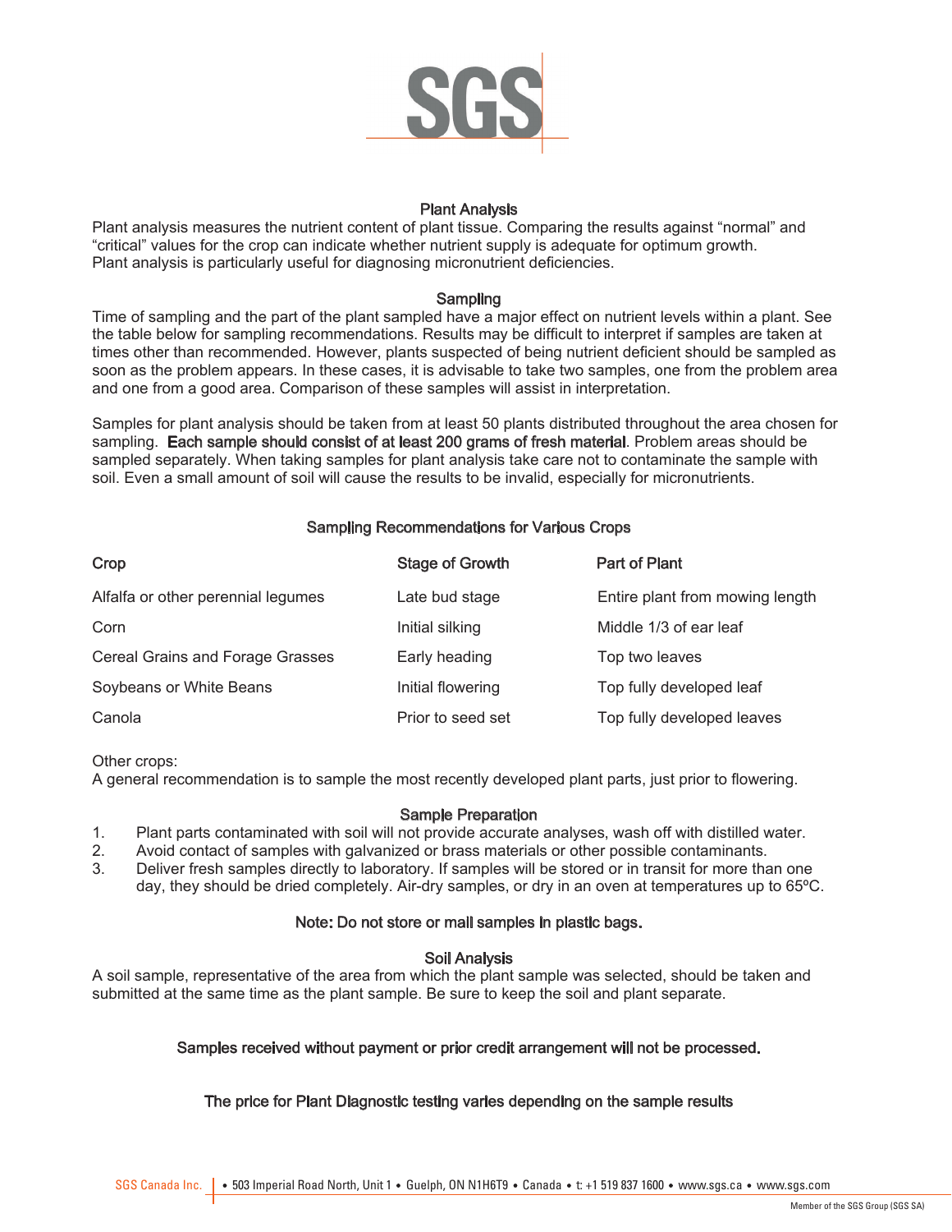SGS

## Plant Analysis

Plant analysis measures the nutrient content of plant tissue. Comparing the results against “normal” and “critical” values for the crop can indicate whether nutrient supply is adequate for optimum growth. Plant analysis is particularly useful for diagnosing micronutrient deficiencies.

## Sampling

Time of sampling and the part of the plant sampled have a major effect on nutrient levels within a plant. See the table below for sampling recommendations. Results may be difficult to interpret if samples are taken at times other than recommended. However, plants suspected of being nutrient deficient should be sampled as soon as the problem appears. In these cases, it is advisable to take two samples, one from the problem area and one from a good area. Comparison of these samples will assist in interpretation.

Samples for plant analysis should be taken from at least 50 plants distributed throughout the area chosen for sampling. **Each sample should consist of at least 200 grams of fresh material**. Problem areas should be sampled separately. When taking samples for plant analysis take care not to contaminate the sample with soil. Even a small amount of soil will cause the results to be invalid, especially for micronutrients.

### Sampling Recommendations for Various Crops

| Crop | Stage of Growth | Part of Plant |
|---|---|---|
| Alfalfa or other perennial legumes | Late bud stage | Entire plant from mowing length |
| Corn | Initial silking | Middle 1/3 of ear leaf |
| Cereal Grains and Forage Grasses | Early heading | Top two leaves |
| Soybeans or White Beans | Initial flowering | Top fully developed leaf |
| Canola | Prior to seed set | Top fully developed leaves |

Other crops:
A general recommendation is to sample the most recently developed plant parts, just prior to flowering.

## Sample Preparation

1. Plant parts contaminated with soil will not provide accurate analyses, wash off with distilled water.
2. Avoid contact of samples with galvanized or brass materials or other possible contaminants.
3. Deliver fresh samples directly to laboratory. If samples will be stored or in transit for more than one day, they should be dried completely. Air-dry samples, or dry in an oven at temperatures up to 65ºC.

**Note: Do not store or mail samples in plastic bags.**

## Soil Analysis

A soil sample, representative of the area from which the plant sample was selected, should be taken and submitted at the same time as the plant sample. Be sure to keep the soil and plant separate.

**Samples received without payment or prior credit arrangement will not be processed.**

**The price for Plant Diagnostic testing varies depending on the sample results**

SGS Canada Inc. • 503 Imperial Road North, Unit 1 • Guelph, ON N1H6T9 • Canada • t: +1 519 837 1600 • www.sgs.ca • www.sgs.com

Member of the SGS Group (SGS SA)